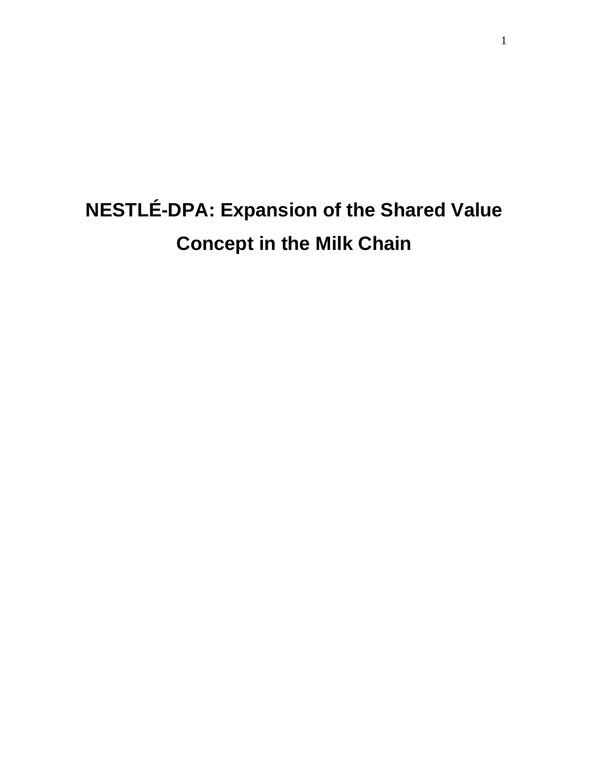# NESTLÉ-DPA: Expansion of the Shared Value Concept in the Milk Chain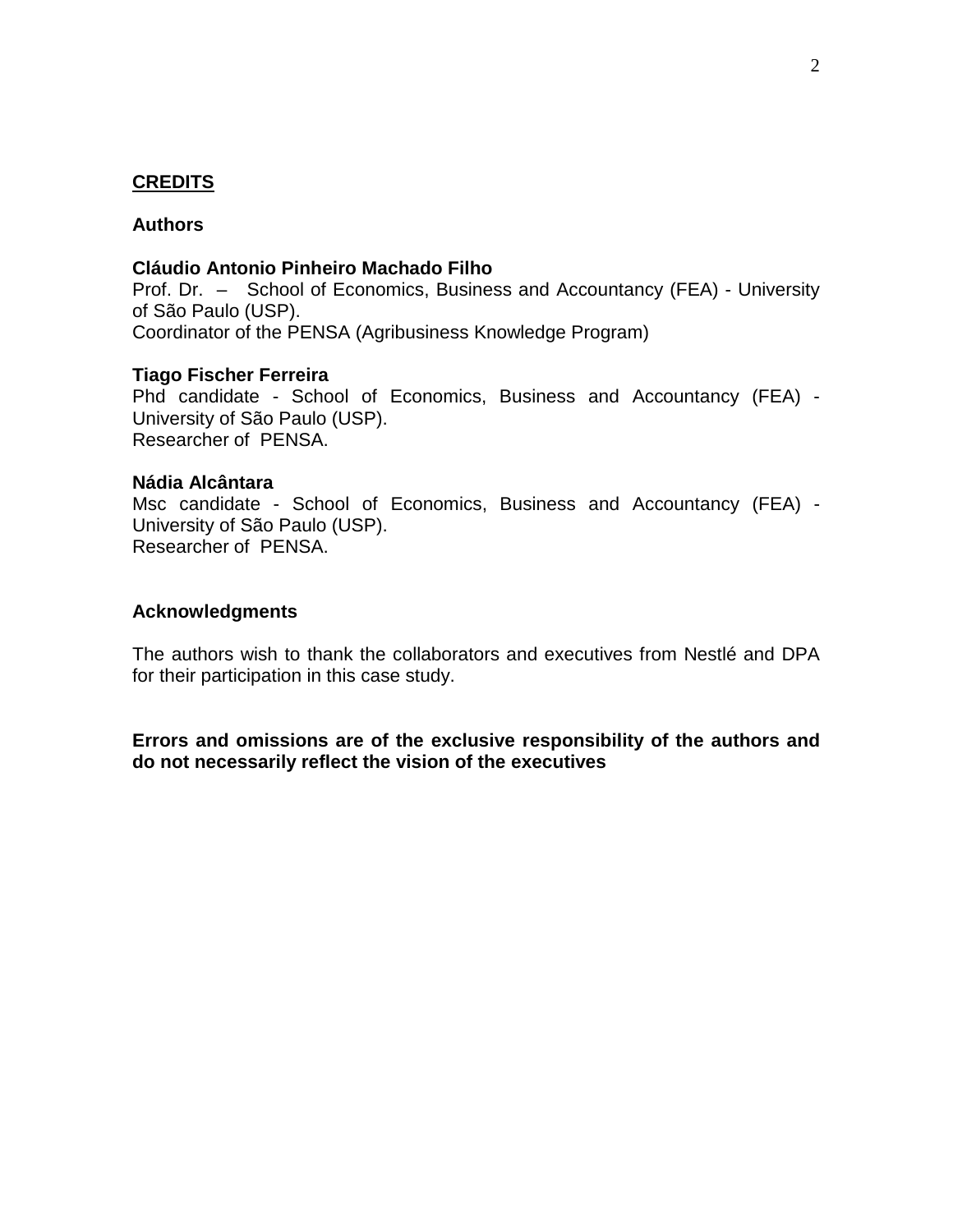## CREDITS

### Authors

**Cláudio Antonio Pinheiro Machado Filho**
Prof. Dr. – School of Economics, Business and Accountancy (FEA) - University of São Paulo (USP).
Coordinator of the PENSA (Agribusiness Knowledge Program)

**Tiago Fischer Ferreira**
Phd candidate - School of Economics, Business and Accountancy (FEA) - University of São Paulo (USP).
Researcher of PENSA.

**Nádia Alcântara**
Msc candidate - School of Economics, Business and Accountancy (FEA) - University of São Paulo (USP).
Researcher of PENSA.

### Acknowledgments

The authors wish to thank the collaborators and executives from Nestlé and DPA for their participation in this case study.

**Errors and omissions are of the exclusive responsibility of the authors and do not necessarily reflect the vision of the executives**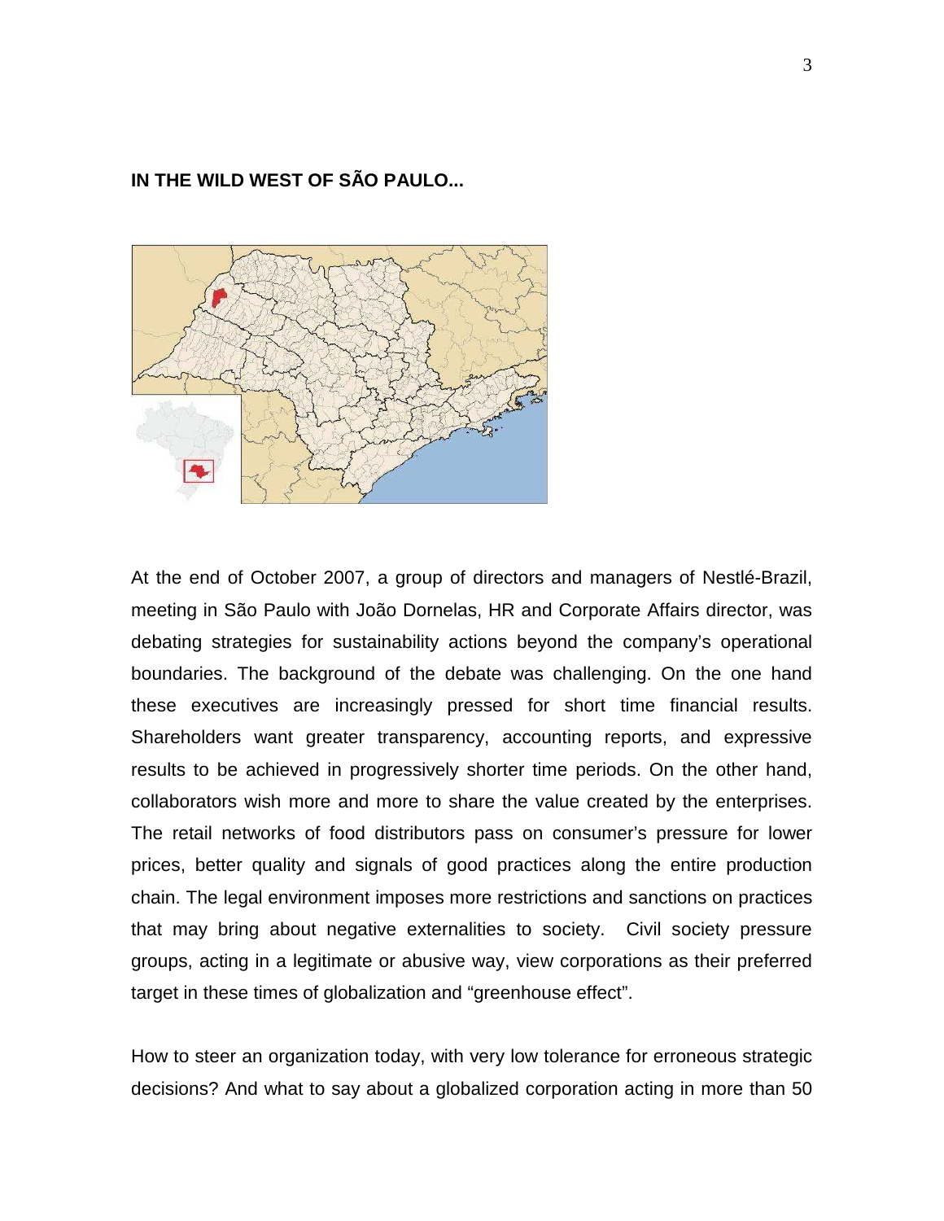## IN THE WILD WEST OF SÃO PAULO...

At the end of October 2007, a group of directors and managers of Nestlé-Brazil, meeting in São Paulo with João Dornelas, HR and Corporate Affairs director, was debating strategies for sustainability actions beyond the company's operational boundaries. The background of the debate was challenging. On the one hand these executives are increasingly pressed for short time financial results. Shareholders want greater transparency, accounting reports, and expressive results to be achieved in progressively shorter time periods. On the other hand, collaborators wish more and more to share the value created by the enterprises. The retail networks of food distributors pass on consumer's pressure for lower prices, better quality and signals of good practices along the entire production chain. The legal environment imposes more restrictions and sanctions on practices that may bring about negative externalities to society. Civil society pressure groups, acting in a legitimate or abusive way, view corporations as their preferred target in these times of globalization and "greenhouse effect".

How to steer an organization today, with very low tolerance for erroneous strategic decisions? And what to say about a globalized corporation acting in more than 50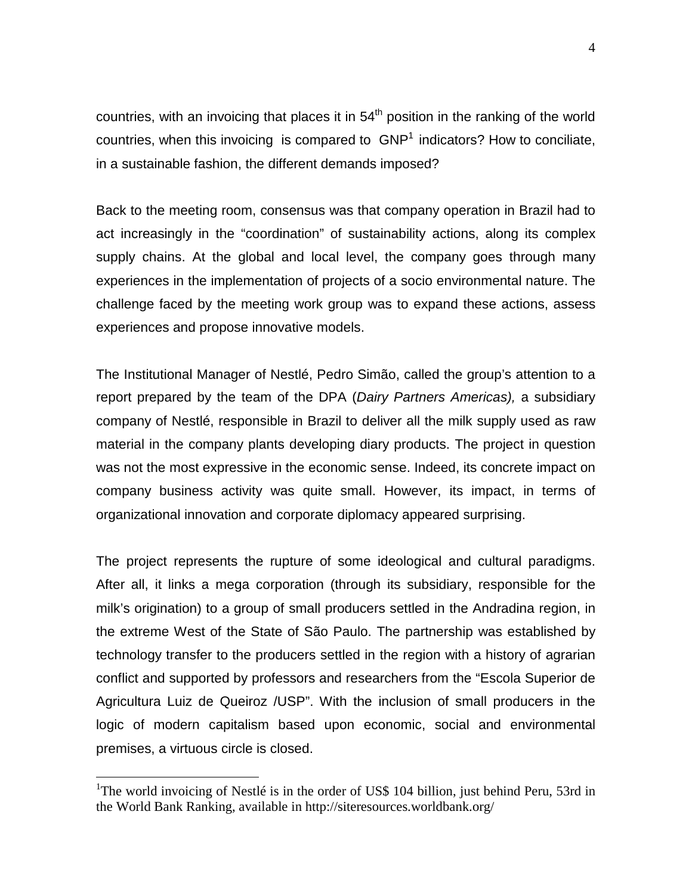countries, with an invoicing that places it in 54$^{th}$ position in the ranking of the world countries, when this invoicing is compared to GNP[1] indicators? How to conciliate, in a sustainable fashion, the different demands imposed?

Back to the meeting room, consensus was that company operation in Brazil had to act increasingly in the "coordination" of sustainability actions, along its complex supply chains. At the global and local level, the company goes through many experiences in the implementation of projects of a socio environmental nature. The challenge faced by the meeting work group was to expand these actions, assess experiences and propose innovative models.

The Institutional Manager of Nestlé, Pedro Simão, called the group's attention to a report prepared by the team of the DPA (*Dairy Partners Americas),* a subsidiary company of Nestlé, responsible in Brazil to deliver all the milk supply used as raw material in the company plants developing diary products. The project in question was not the most expressive in the economic sense. Indeed, its concrete impact on company business activity was quite small. However, its impact, in terms of organizational innovation and corporate diplomacy appeared surprising.

The project represents the rupture of some ideological and cultural paradigms. After all, it links a mega corporation (through its subsidiary, responsible for the milk's origination) to a group of small producers settled in the Andradina region, in the extreme West of the State of São Paulo. The partnership was established by technology transfer to the producers settled in the region with a history of agrarian conflict and supported by professors and researchers from the "Escola Superior de Agricultura Luiz de Queiroz /USP". With the inclusion of small producers in the logic of modern capitalism based upon economic, social and environmental premises, a virtuous circle is closed.

---

[1]The world invoicing of Nestlé is in the order of US$ 104 billion, just behind Peru, 53rd in the World Bank Ranking, available in http://siteresources.worldbank.org/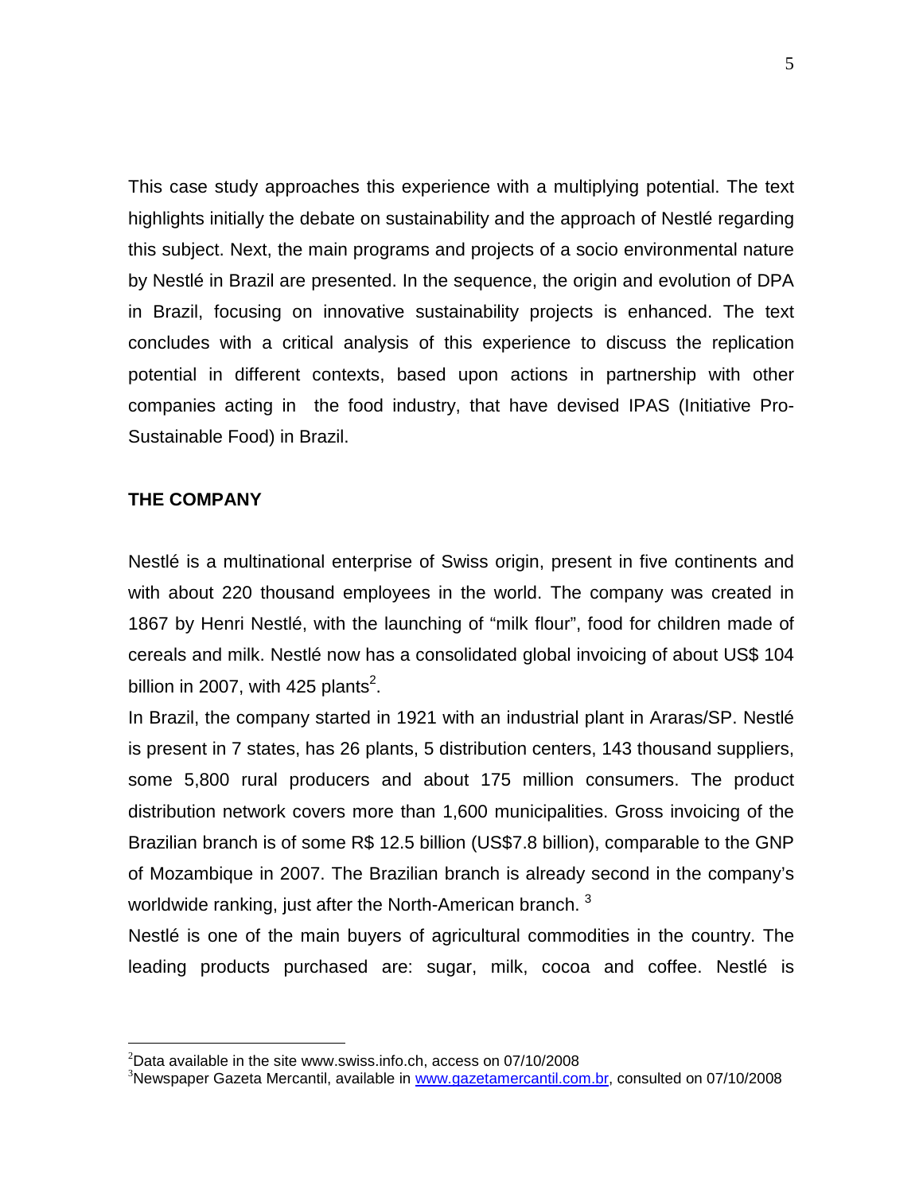This case study approaches this experience with a multiplying potential. The text highlights initially the debate on sustainability and the approach of Nestlé regarding this subject. Next, the main programs and projects of a socio environmental nature by Nestlé in Brazil are presented. In the sequence, the origin and evolution of DPA in Brazil, focusing on innovative sustainability projects is enhanced. The text concludes with a critical analysis of this experience to discuss the replication potential in different contexts, based upon actions in partnership with other companies acting in the food industry, that have devised IPAS (Initiative Pro-Sustainable Food) in Brazil.

## THE COMPANY

Nestlé is a multinational enterprise of Swiss origin, present in five continents and with about 220 thousand employees in the world. The company was created in 1867 by Henri Nestlé, with the launching of "milk flour", food for children made of cereals and milk. Nestlé now has a consolidated global invoicing of about US$ 104 billion in 2007, with 425 plants[2].

In Brazil, the company started in 1921 with an industrial plant in Araras/SP. Nestlé is present in 7 states, has 26 plants, 5 distribution centers, 143 thousand suppliers, some 5,800 rural producers and about 175 million consumers. The product distribution network covers more than 1,600 municipalities. Gross invoicing of the Brazilian branch is of some R$ 12.5 billion (US$7.8 billion), comparable to the GNP of Mozambique in 2007. The Brazilian branch is already second in the company's worldwide ranking, just after the North-American branch. [3]

Nestlé is one of the main buyers of agricultural commodities in the country. The leading products purchased are: sugar, milk, cocoa and coffee. Nestlé is

---

[2] Data available in the site www.swiss.info.ch, access on 07/10/2008

[3] Newspaper Gazeta Mercantil, available in www.gazetamercantil.com.br, consulted on 07/10/2008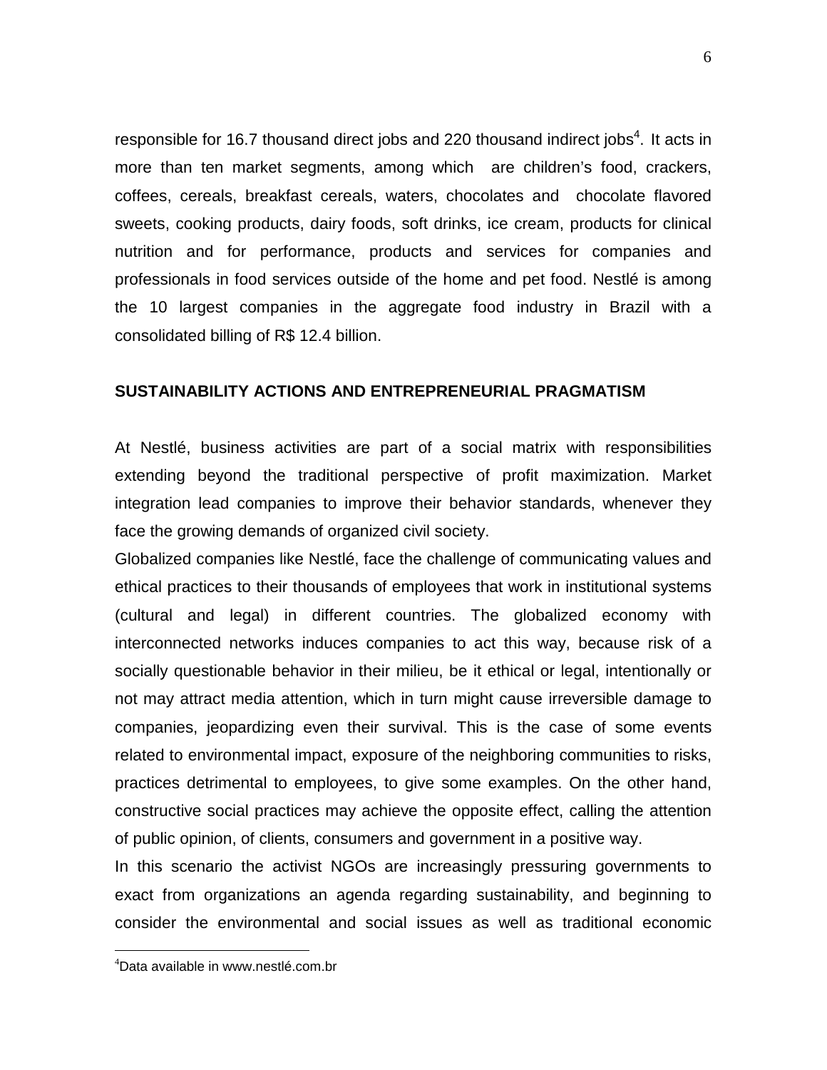responsible for 16.7 thousand direct jobs and 220 thousand indirect jobs[4]. It acts in more than ten market segments, among which are children's food, crackers, coffees, cereals, breakfast cereals, waters, chocolates and chocolate flavored sweets, cooking products, dairy foods, soft drinks, ice cream, products for clinical nutrition and for performance, products and services for companies and professionals in food services outside of the home and pet food. Nestlé is among the 10 largest companies in the aggregate food industry in Brazil with a consolidated billing of R$ 12.4 billion.

## SUSTAINABILITY ACTIONS AND ENTREPRENEURIAL PRAGMATISM

At Nestlé, business activities are part of a social matrix with responsibilities extending beyond the traditional perspective of profit maximization. Market integration lead companies to improve their behavior standards, whenever they face the growing demands of organized civil society.

Globalized companies like Nestlé, face the challenge of communicating values and ethical practices to their thousands of employees that work in institutional systems (cultural and legal) in different countries. The globalized economy with interconnected networks induces companies to act this way, because risk of a socially questionable behavior in their milieu, be it ethical or legal, intentionally or not may attract media attention, which in turn might cause irreversible damage to companies, jeopardizing even their survival. This is the case of some events related to environmental impact, exposure of the neighboring communities to risks, practices detrimental to employees, to give some examples. On the other hand, constructive social practices may achieve the opposite effect, calling the attention of public opinion, of clients, consumers and government in a positive way.

In this scenario the activist NGOs are increasingly pressuring governments to exact from organizations an agenda regarding sustainability, and beginning to consider the environmental and social issues as well as traditional economic

[4]Data available in www.nestlé.com.br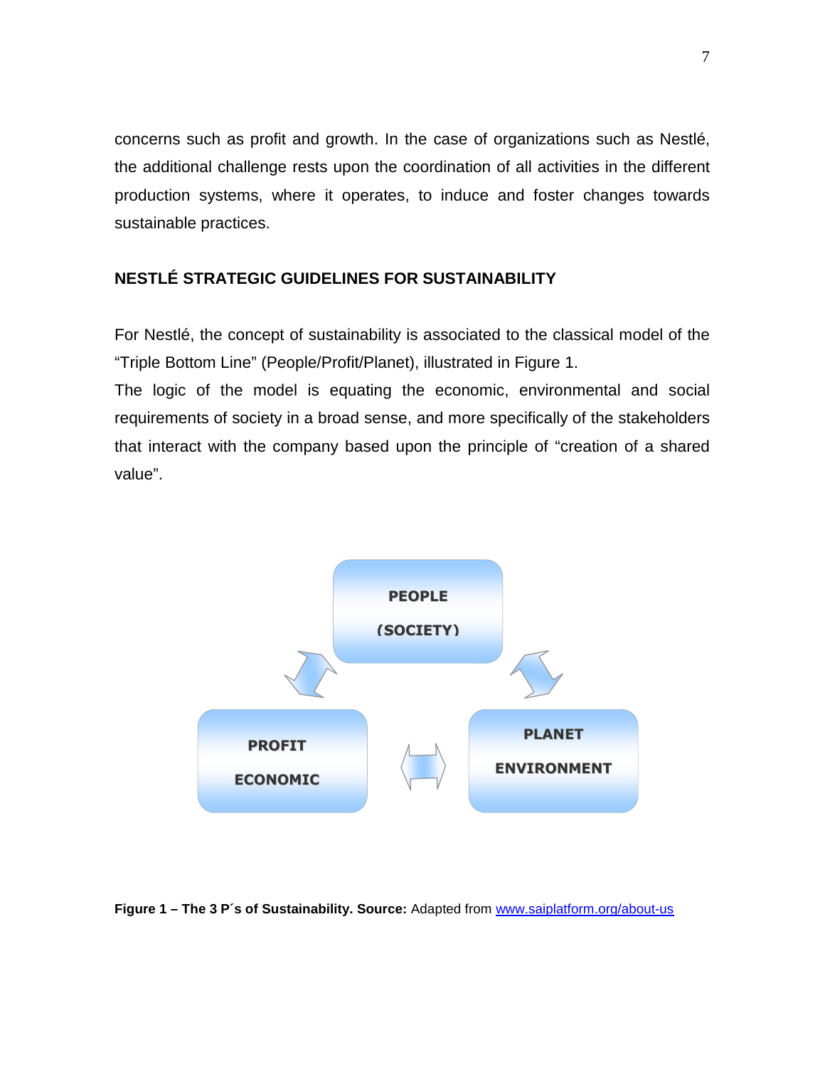concerns such as profit and growth. In the case of organizations such as Nestlé, the additional challenge rests upon the coordination of all activities in the different production systems, where it operates, to induce and foster changes towards sustainable practices.

## NESTLÉ STRATEGIC GUIDELINES FOR SUSTAINABILITY

For Nestlé, the concept of sustainability is associated to the classical model of the "Triple Bottom Line" (People/Profit/Planet), illustrated in Figure 1.

The logic of the model is equating the economic, environmental and social requirements of society in a broad sense, and more specifically of the stakeholders that interact with the company based upon the principle of "creation of a shared value".

PEOPLE (SOCIETY)

PROFIT ECONOMIC

PLANET ENVIRONMENT

**Figure 1 – The 3 P´s of Sustainability. Source:** Adapted from www.saiplatform.org/about-us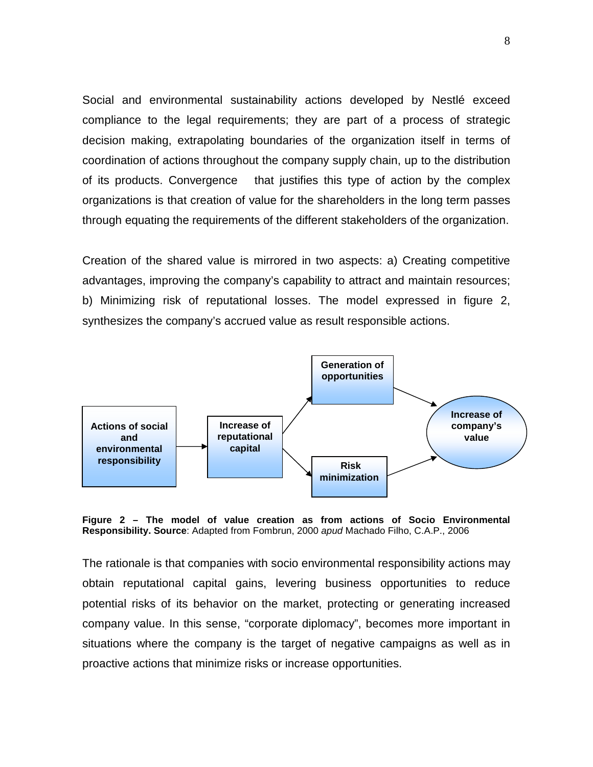Social and environmental sustainability actions developed by Nestlé exceed compliance to the legal requirements; they are part of a process of strategic decision making, extrapolating boundaries of the organization itself in terms of coordination of actions throughout the company supply chain, up to the distribution of its products. Convergence that justifies this type of action by the complex organizations is that creation of value for the shareholders in the long term passes through equating the requirements of the different stakeholders of the organization.

Creation of the shared value is mirrored in two aspects: a) Creating competitive advantages, improving the company's capability to attract and maintain resources; b) Minimizing risk of reputational losses. The model expressed in figure 2, synthesizes the company's accrued value as result responsible actions.

**Actions of social and environmental responsibility** → **Increase of reputational capital** → **Generation of opportunities** / **Risk minimization** → **Increase of company's value**

**Figure 2 – The model of value creation as from actions of Socio Environmental Responsibility. Source**: Adapted from Fombrun, 2000 *apud* Machado Filho, C.A.P., 2006

The rationale is that companies with socio environmental responsibility actions may obtain reputational capital gains, levering business opportunities to reduce potential risks of its behavior on the market, protecting or generating increased company value. In this sense, "corporate diplomacy", becomes more important in situations where the company is the target of negative campaigns as well as in proactive actions that minimize risks or increase opportunities.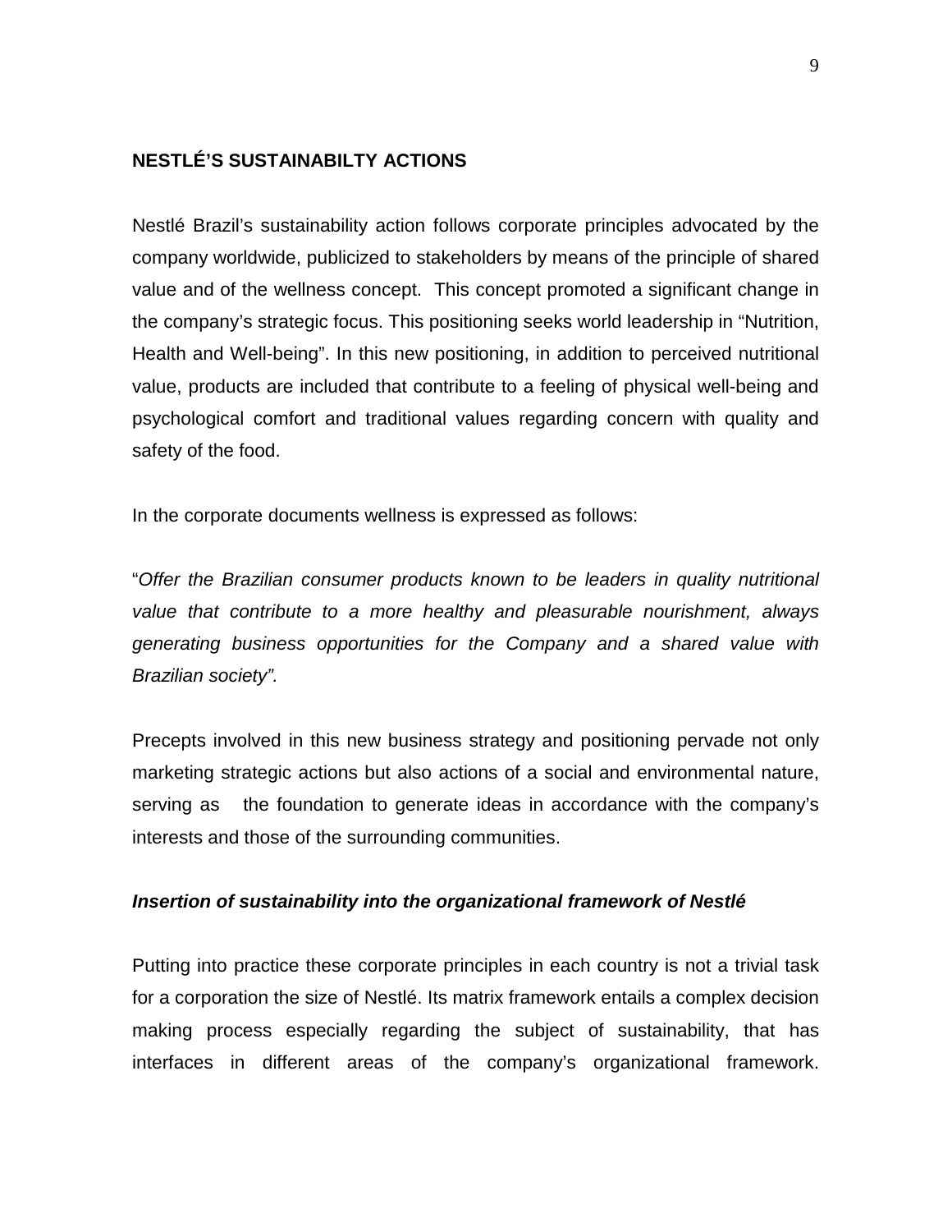## NESTLÉ'S SUSTAINABILTY ACTIONS

Nestlé Brazil's sustainability action follows corporate principles advocated by the company worldwide, publicized to stakeholders by means of the principle of shared value and of the wellness concept. This concept promoted a significant change in the company's strategic focus. This positioning seeks world leadership in "Nutrition, Health and Well-being". In this new positioning, in addition to perceived nutritional value, products are included that contribute to a feeling of physical well-being and psychological comfort and traditional values regarding concern with quality and safety of the food.

In the corporate documents wellness is expressed as follows:

"*Offer the Brazilian consumer products known to be leaders in quality nutritional value that contribute to a more healthy and pleasurable nourishment, always generating business opportunities for the Company and a shared value with Brazilian society".*

Precepts involved in this new business strategy and positioning pervade not only marketing strategic actions but also actions of a social and environmental nature, serving as the foundation to generate ideas in accordance with the company's interests and those of the surrounding communities.

### *Insertion of sustainability into the organizational framework of Nestlé*

Putting into practice these corporate principles in each country is not a trivial task for a corporation the size of Nestlé. Its matrix framework entails a complex decision making process especially regarding the subject of sustainability, that has interfaces in different areas of the company's organizational framework.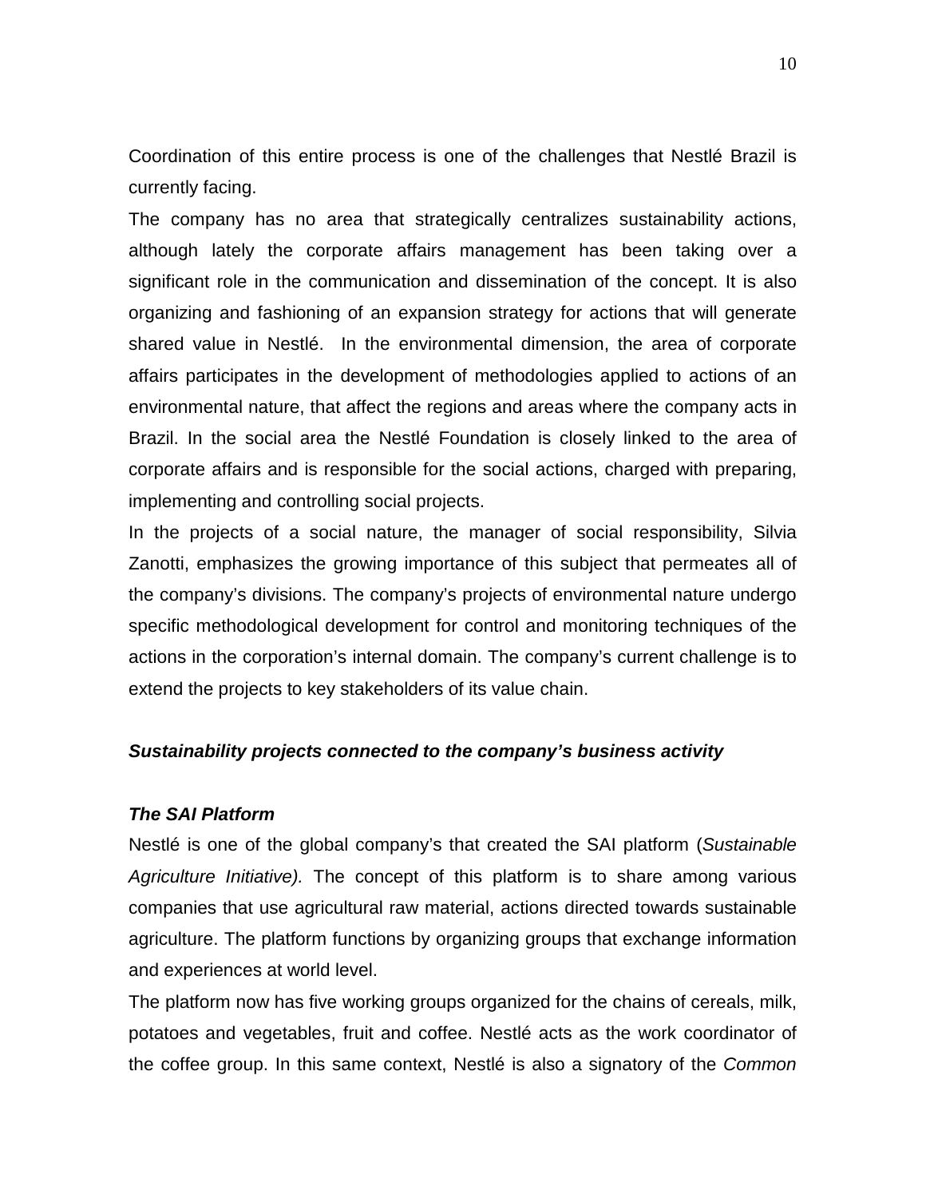Coordination of this entire process is one of the challenges that Nestlé Brazil is currently facing.

The company has no area that strategically centralizes sustainability actions, although lately the corporate affairs management has been taking over a significant role in the communication and dissemination of the concept. It is also organizing and fashioning of an expansion strategy for actions that will generate shared value in Nestlé. In the environmental dimension, the area of corporate affairs participates in the development of methodologies applied to actions of an environmental nature, that affect the regions and areas where the company acts in Brazil. In the social area the Nestlé Foundation is closely linked to the area of corporate affairs and is responsible for the social actions, charged with preparing, implementing and controlling social projects.

In the projects of a social nature, the manager of social responsibility, Silvia Zanotti, emphasizes the growing importance of this subject that permeates all of the company's divisions. The company's projects of environmental nature undergo specific methodological development for control and monitoring techniques of the actions in the corporation's internal domain. The company's current challenge is to extend the projects to key stakeholders of its value chain.

***Sustainability projects connected to the company's business activity***

***The SAI Platform***

Nestlé is one of the global company's that created the SAI platform (*Sustainable Agriculture Initiative).* The concept of this platform is to share among various companies that use agricultural raw material, actions directed towards sustainable agriculture. The platform functions by organizing groups that exchange information and experiences at world level.

The platform now has five working groups organized for the chains of cereals, milk, potatoes and vegetables, fruit and coffee. Nestlé acts as the work coordinator of the coffee group. In this same context, Nestlé is also a signatory of the *Common*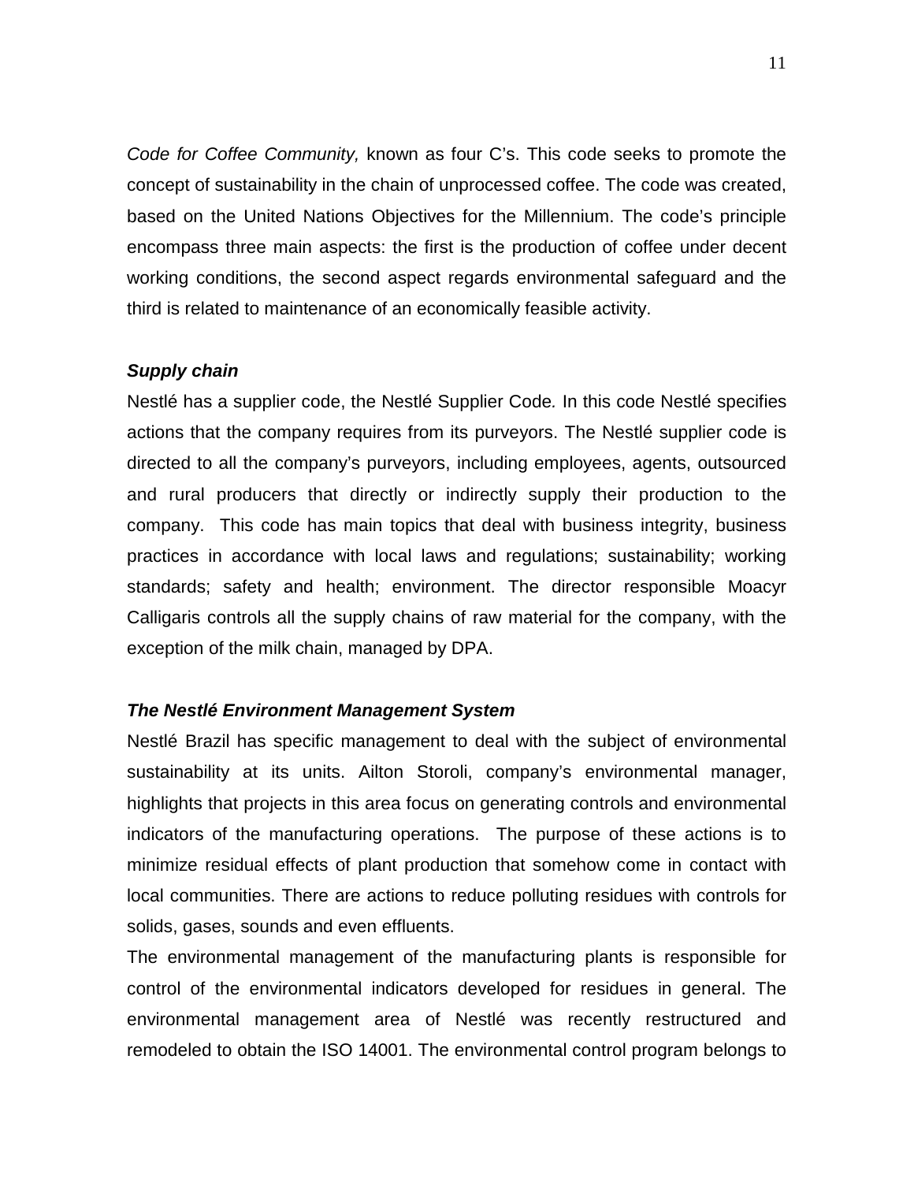*Code for Coffee Community,* known as four C's. This code seeks to promote the concept of sustainability in the chain of unprocessed coffee. The code was created, based on the United Nations Objectives for the Millennium. The code's principle encompass three main aspects: the first is the production of coffee under decent working conditions, the second aspect regards environmental safeguard and the third is related to maintenance of an economically feasible activity.

***Supply chain***

Nestlé has a supplier code, the Nestlé Supplier Code*.* In this code Nestlé specifies actions that the company requires from its purveyors. The Nestlé supplier code is directed to all the company's purveyors, including employees, agents, outsourced and rural producers that directly or indirectly supply their production to the company. This code has main topics that deal with business integrity, business practices in accordance with local laws and regulations; sustainability; working standards; safety and health; environment. The director responsible Moacyr Calligaris controls all the supply chains of raw material for the company, with the exception of the milk chain, managed by DPA.

***The Nestlé Environment Management System***

Nestlé Brazil has specific management to deal with the subject of environmental sustainability at its units. Ailton Storoli, company's environmental manager, highlights that projects in this area focus on generating controls and environmental indicators of the manufacturing operations. The purpose of these actions is to minimize residual effects of plant production that somehow come in contact with local communities. There are actions to reduce polluting residues with controls for solids, gases, sounds and even effluents.

The environmental management of the manufacturing plants is responsible for control of the environmental indicators developed for residues in general. The environmental management area of Nestlé was recently restructured and remodeled to obtain the ISO 14001. The environmental control program belongs to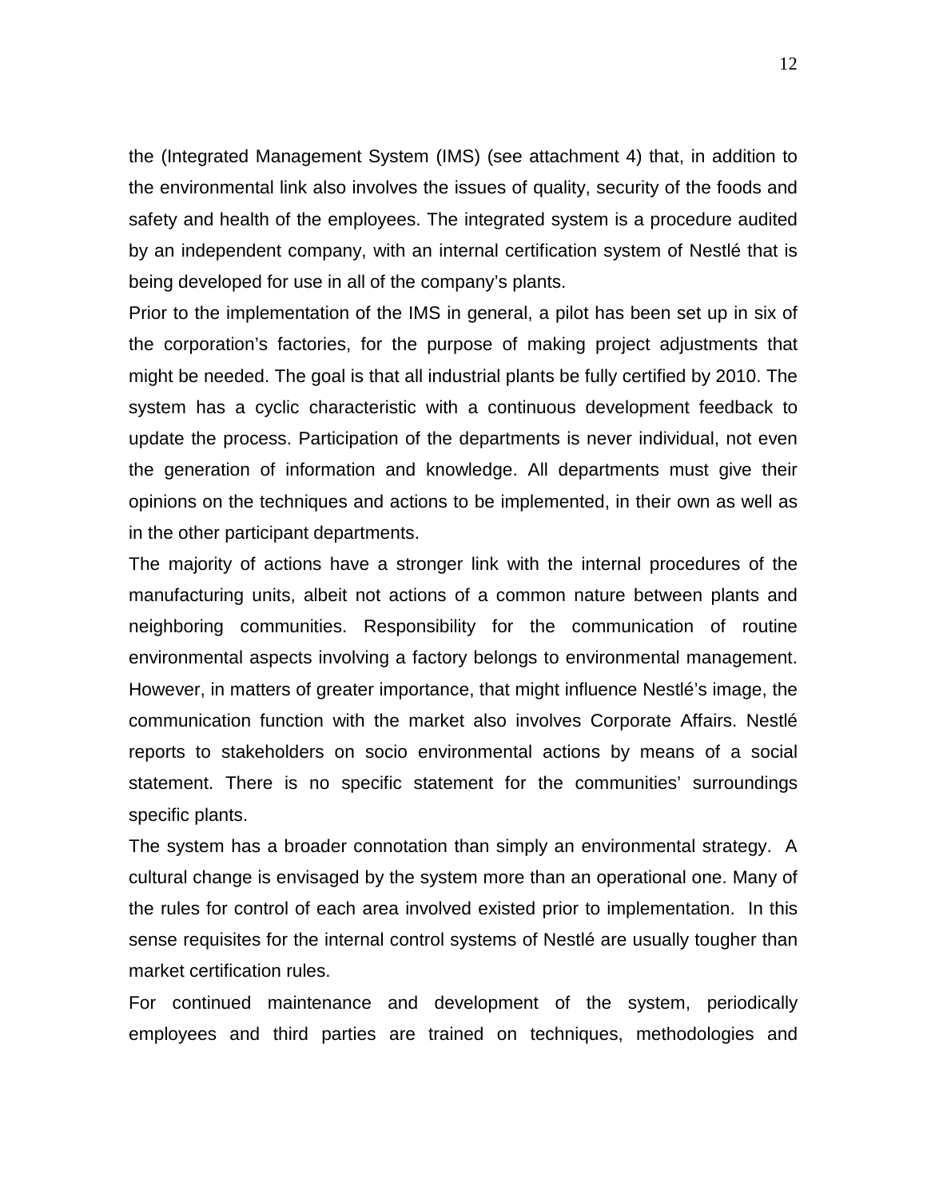the (Integrated Management System (IMS) (see attachment 4) that, in addition to the environmental link also involves the issues of quality, security of the foods and safety and health of the employees. The integrated system is a procedure audited by an independent company, with an internal certification system of Nestlé that is being developed for use in all of the company's plants.

Prior to the implementation of the IMS in general, a pilot has been set up in six of the corporation's factories, for the purpose of making project adjustments that might be needed. The goal is that all industrial plants be fully certified by 2010. The system has a cyclic characteristic with a continuous development feedback to update the process. Participation of the departments is never individual, not even the generation of information and knowledge. All departments must give their opinions on the techniques and actions to be implemented, in their own as well as in the other participant departments.

The majority of actions have a stronger link with the internal procedures of the manufacturing units, albeit not actions of a common nature between plants and neighboring communities. Responsibility for the communication of routine environmental aspects involving a factory belongs to environmental management. However, in matters of greater importance, that might influence Nestlé's image, the communication function with the market also involves Corporate Affairs. Nestlé reports to stakeholders on socio environmental actions by means of a social statement. There is no specific statement for the communities' surroundings specific plants.

The system has a broader connotation than simply an environmental strategy. A cultural change is envisaged by the system more than an operational one. Many of the rules for control of each area involved existed prior to implementation. In this sense requisites for the internal control systems of Nestlé are usually tougher than market certification rules.

For continued maintenance and development of the system, periodically employees and third parties are trained on techniques, methodologies and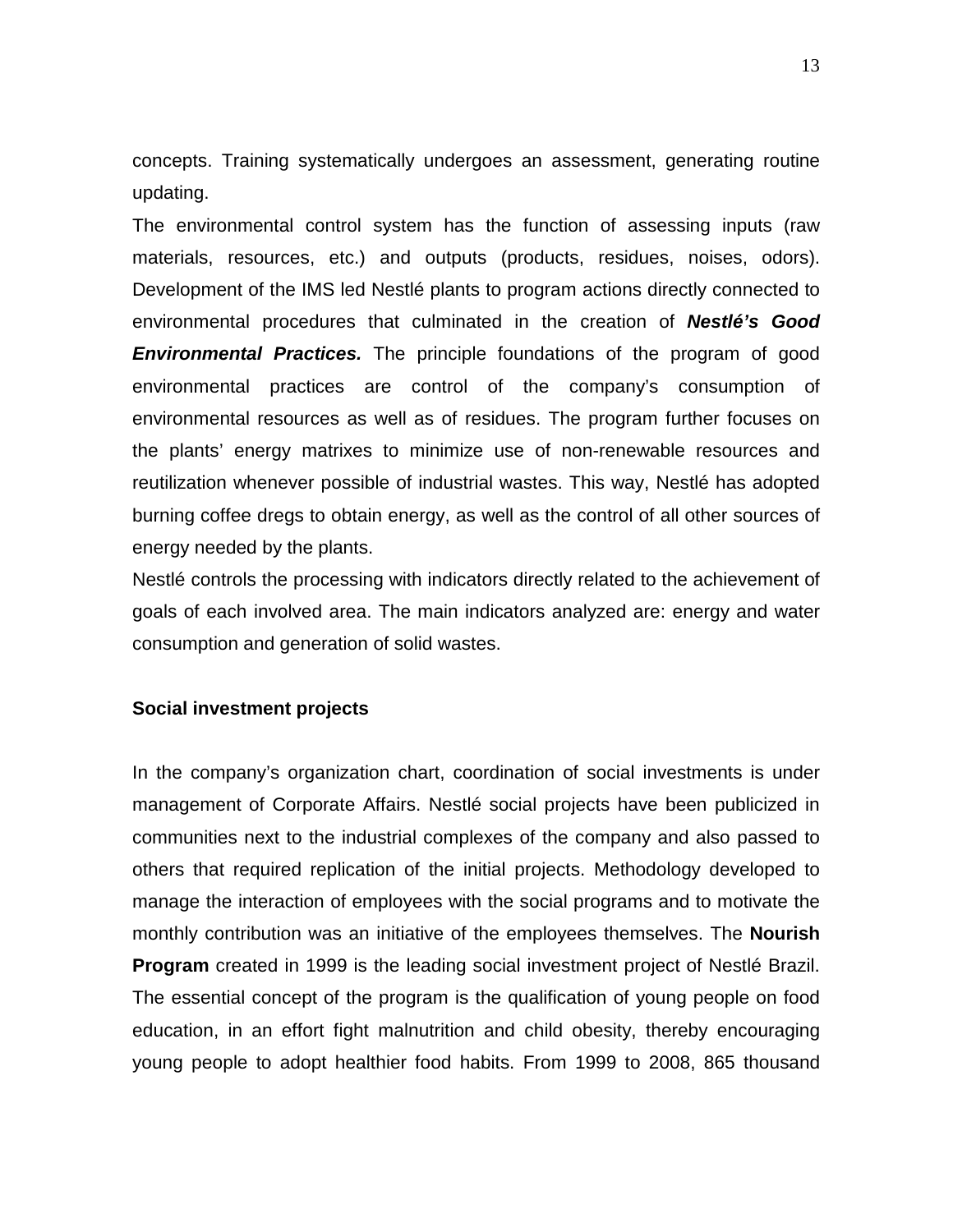concepts. Training systematically undergoes an assessment, generating routine updating.

The environmental control system has the function of assessing inputs (raw materials, resources, etc.) and outputs (products, residues, noises, odors). Development of the IMS led Nestlé plants to program actions directly connected to environmental procedures that culminated in the creation of ***Nestlé's Good Environmental Practices.*** The principle foundations of the program of good environmental practices are control of the company's consumption of environmental resources as well as of residues. The program further focuses on the plants' energy matrixes to minimize use of non-renewable resources and reutilization whenever possible of industrial wastes. This way, Nestlé has adopted burning coffee dregs to obtain energy, as well as the control of all other sources of energy needed by the plants.

Nestlé controls the processing with indicators directly related to the achievement of goals of each involved area. The main indicators analyzed are: energy and water consumption and generation of solid wastes.

**Social investment projects**

In the company's organization chart, coordination of social investments is under management of Corporate Affairs. Nestlé social projects have been publicized in communities next to the industrial complexes of the company and also passed to others that required replication of the initial projects. Methodology developed to manage the interaction of employees with the social programs and to motivate the monthly contribution was an initiative of the employees themselves. The **Nourish Program** created in 1999 is the leading social investment project of Nestlé Brazil. The essential concept of the program is the qualification of young people on food education, in an effort fight malnutrition and child obesity, thereby encouraging young people to adopt healthier food habits. From 1999 to 2008, 865 thousand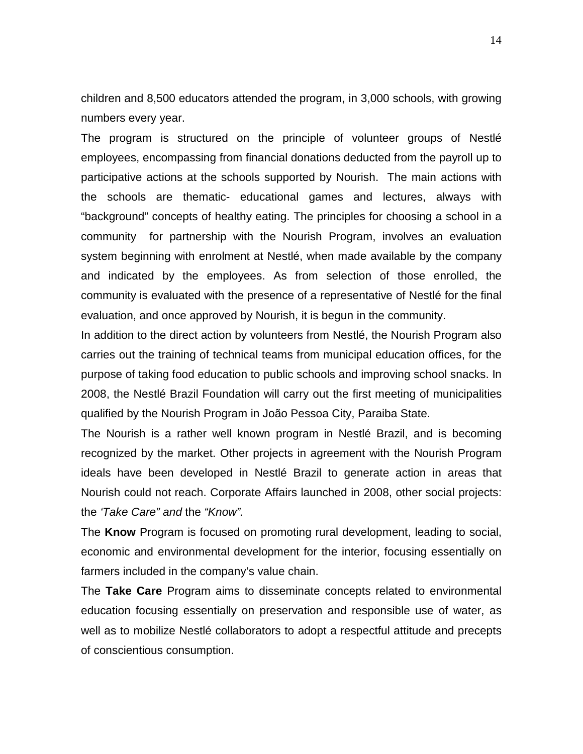children and 8,500 educators attended the program, in 3,000 schools, with growing numbers every year.

The program is structured on the principle of volunteer groups of Nestlé employees, encompassing from financial donations deducted from the payroll up to participative actions at the schools supported by Nourish. The main actions with the schools are thematic- educational games and lectures, always with "background" concepts of healthy eating. The principles for choosing a school in a community for partnership with the Nourish Program, involves an evaluation system beginning with enrolment at Nestlé, when made available by the company and indicated by the employees. As from selection of those enrolled, the community is evaluated with the presence of a representative of Nestlé for the final evaluation, and once approved by Nourish, it is begun in the community.

In addition to the direct action by volunteers from Nestlé, the Nourish Program also carries out the training of technical teams from municipal education offices, for the purpose of taking food education to public schools and improving school snacks. In 2008, the Nestlé Brazil Foundation will carry out the first meeting of municipalities qualified by the Nourish Program in João Pessoa City, Paraiba State.

The Nourish is a rather well known program in Nestlé Brazil, and is becoming recognized by the market. Other projects in agreement with the Nourish Program ideals have been developed in Nestlé Brazil to generate action in areas that Nourish could not reach. Corporate Affairs launched in 2008, other social projects: the *'Take Care" and* the *"Know".*

The **Know** Program is focused on promoting rural development, leading to social, economic and environmental development for the interior, focusing essentially on farmers included in the company's value chain.

The **Take Care** Program aims to disseminate concepts related to environmental education focusing essentially on preservation and responsible use of water, as well as to mobilize Nestlé collaborators to adopt a respectful attitude and precepts of conscientious consumption.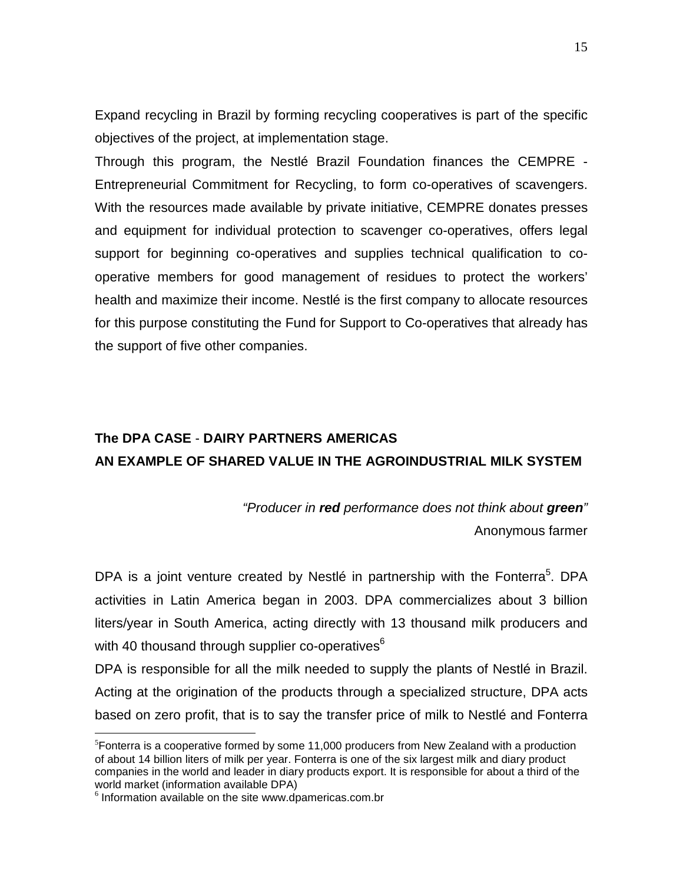Expand recycling in Brazil by forming recycling cooperatives is part of the specific objectives of the project, at implementation stage.

Through this program, the Nestlé Brazil Foundation finances the CEMPRE - Entrepreneurial Commitment for Recycling, to form co-operatives of scavengers. With the resources made available by private initiative, CEMPRE donates presses and equipment for individual protection to scavenger co-operatives, offers legal support for beginning co-operatives and supplies technical qualification to co-operative members for good management of residues to protect the workers' health and maximize their income. Nestlé is the first company to allocate resources for this purpose constituting the Fund for Support to Co-operatives that already has the support of five other companies.

## The DPA CASE - DAIRY PARTNERS AMERICAS
## AN EXAMPLE OF SHARED VALUE IN THE AGROINDUSTRIAL MILK SYSTEM

*"Producer in **red** performance does not think about **green**"*
Anonymous farmer

DPA is a joint venture created by Nestlé in partnership with the Fonterra[5]. DPA activities in Latin America began in 2003. DPA commercializes about 3 billion liters/year in South America, acting directly with 13 thousand milk producers and with 40 thousand through supplier co-operatives[6]

DPA is responsible for all the milk needed to supply the plants of Nestlé in Brazil. Acting at the origination of the products through a specialized structure, DPA acts based on zero profit, that is to say the transfer price of milk to Nestlé and Fonterra

---

[5] Fonterra is a cooperative formed by some 11,000 producers from New Zealand with a production of about 14 billion liters of milk per year. Fonterra is one of the six largest milk and diary product companies in the world and leader in diary products export. It is responsible for about a third of the world market (information available DPA)

[6] Information available on the site www.dpamericas.com.br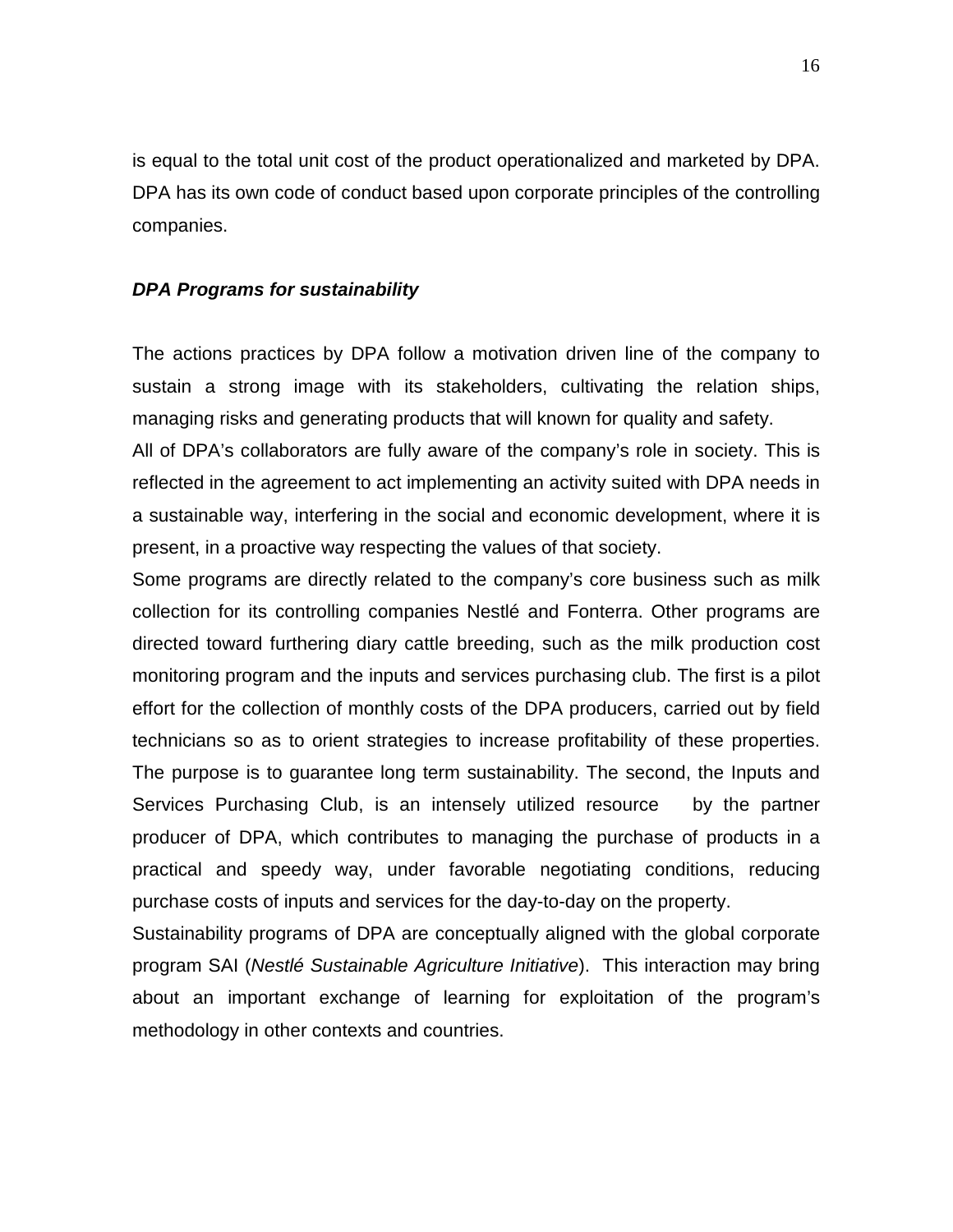is equal to the total unit cost of the product operationalized and marketed by DPA. DPA has its own code of conduct based upon corporate principles of the controlling companies.

***DPA Programs for sustainability***

The actions practices by DPA follow a motivation driven line of the company to sustain a strong image with its stakeholders, cultivating the relation ships, managing risks and generating products that will known for quality and safety.

All of DPA's collaborators are fully aware of the company's role in society. This is reflected in the agreement to act implementing an activity suited with DPA needs in a sustainable way, interfering in the social and economic development, where it is present, in a proactive way respecting the values of that society.

Some programs are directly related to the company's core business such as milk collection for its controlling companies Nestlé and Fonterra. Other programs are directed toward furthering diary cattle breeding, such as the milk production cost monitoring program and the inputs and services purchasing club. The first is a pilot effort for the collection of monthly costs of the DPA producers, carried out by field technicians so as to orient strategies to increase profitability of these properties. The purpose is to guarantee long term sustainability. The second, the Inputs and Services Purchasing Club, is an intensely utilized resource by the partner producer of DPA, which contributes to managing the purchase of products in a practical and speedy way, under favorable negotiating conditions, reducing purchase costs of inputs and services for the day-to-day on the property.

Sustainability programs of DPA are conceptually aligned with the global corporate program SAI (*Nestlé Sustainable Agriculture Initiative*). This interaction may bring about an important exchange of learning for exploitation of the program's methodology in other contexts and countries.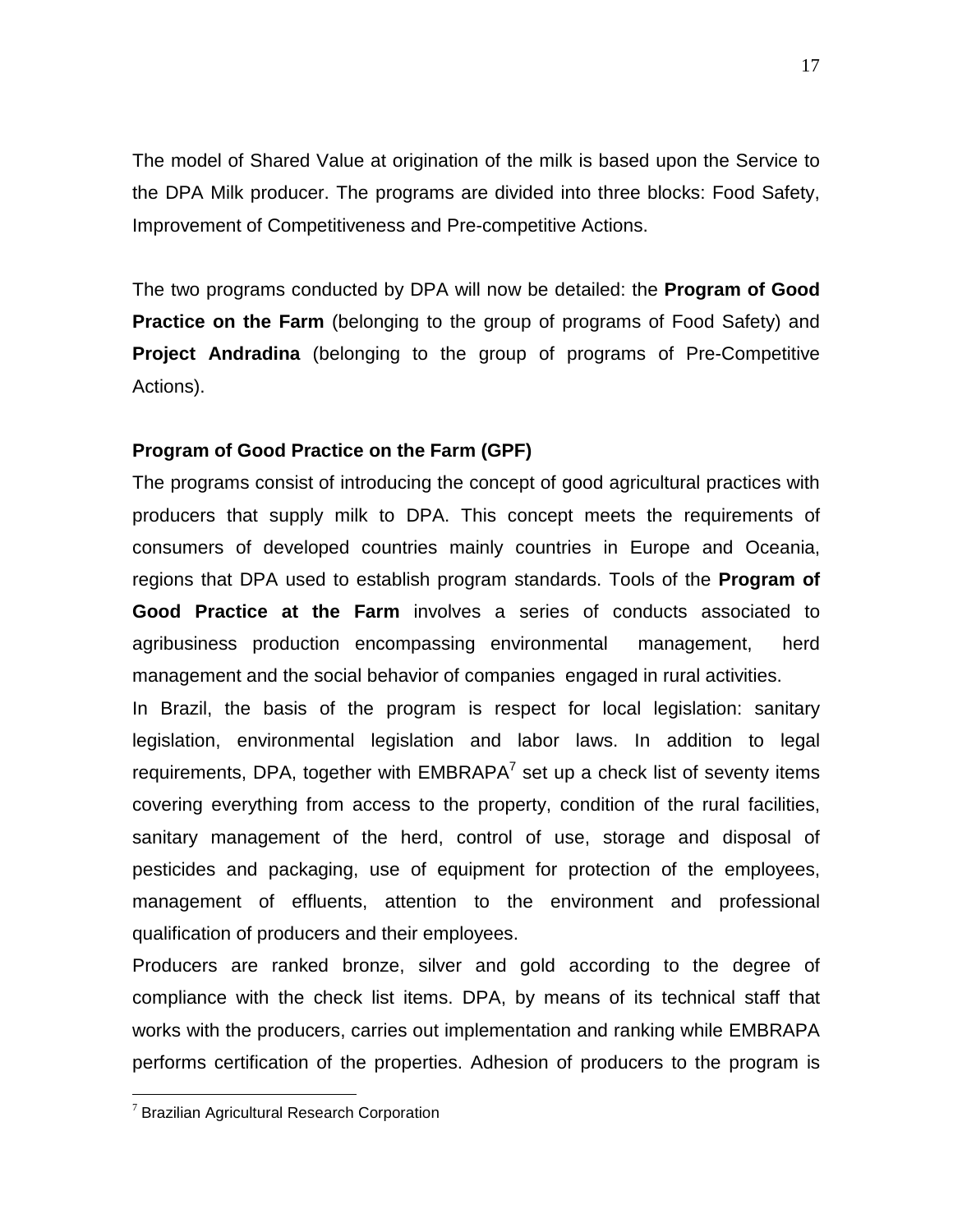The model of Shared Value at origination of the milk is based upon the Service to the DPA Milk producer. The programs are divided into three blocks: Food Safety, Improvement of Competitiveness and Pre-competitive Actions.

The two programs conducted by DPA will now be detailed: the **Program of Good Practice on the Farm** (belonging to the group of programs of Food Safety) and **Project Andradina** (belonging to the group of programs of Pre-Competitive Actions).

**Program of Good Practice on the Farm (GPF)**

The programs consist of introducing the concept of good agricultural practices with producers that supply milk to DPA. This concept meets the requirements of consumers of developed countries mainly countries in Europe and Oceania, regions that DPA used to establish program standards. Tools of the **Program of Good Practice at the Farm** involves a series of conducts associated to agribusiness production encompassing environmental management, herd management and the social behavior of companies engaged in rural activities.

In Brazil, the basis of the program is respect for local legislation: sanitary legislation, environmental legislation and labor laws. In addition to legal requirements, DPA, together with EMBRAPA[7] set up a check list of seventy items covering everything from access to the property, condition of the rural facilities, sanitary management of the herd, control of use, storage and disposal of pesticides and packaging, use of equipment for protection of the employees, management of effluents, attention to the environment and professional qualification of producers and their employees.

Producers are ranked bronze, silver and gold according to the degree of compliance with the check list items. DPA, by means of its technical staff that works with the producers, carries out implementation and ranking while EMBRAPA performs certification of the properties. Adhesion of producers to the program is

[7] Brazilian Agricultural Research Corporation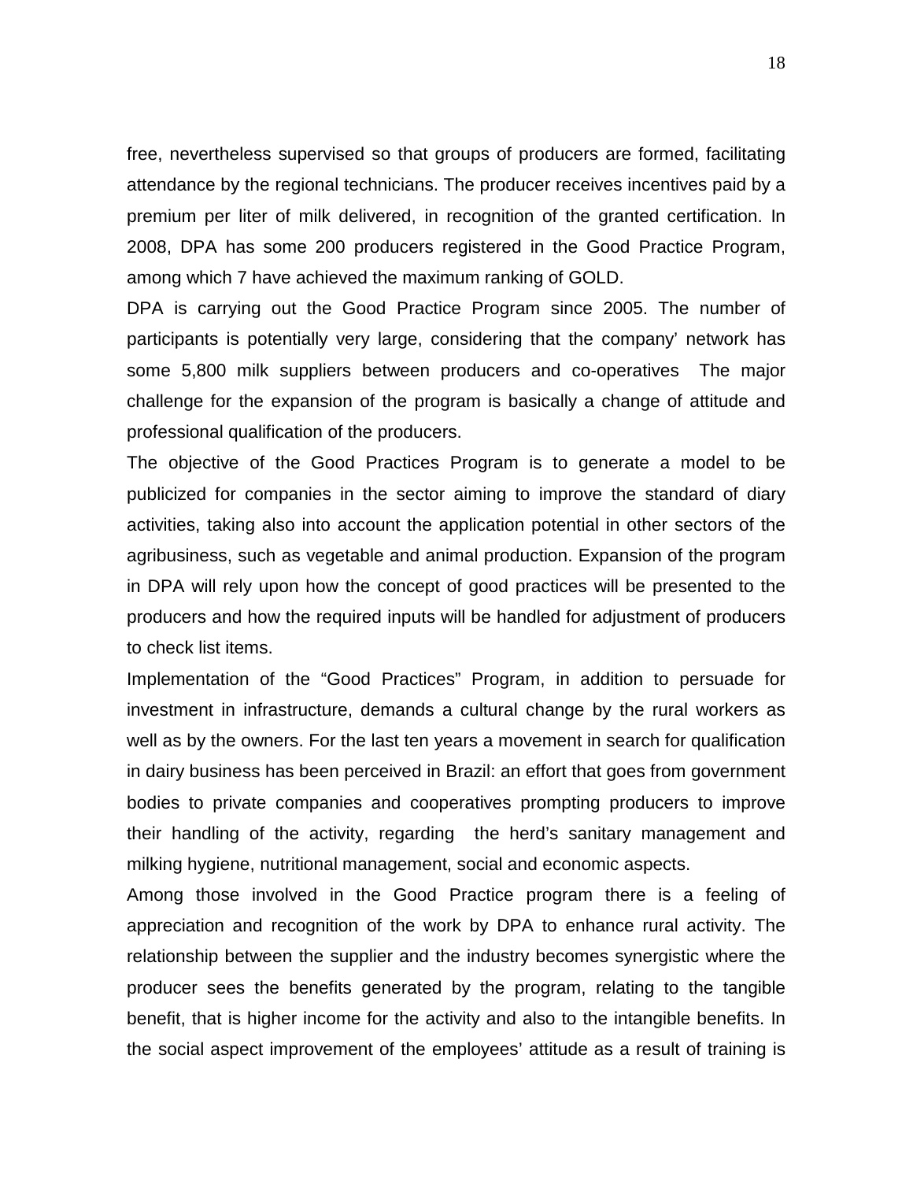free, nevertheless supervised so that groups of producers are formed, facilitating attendance by the regional technicians. The producer receives incentives paid by a premium per liter of milk delivered, in recognition of the granted certification. In 2008, DPA has some 200 producers registered in the Good Practice Program, among which 7 have achieved the maximum ranking of GOLD.

DPA is carrying out the Good Practice Program since 2005. The number of participants is potentially very large, considering that the company' network has some 5,800 milk suppliers between producers and co-operatives The major challenge for the expansion of the program is basically a change of attitude and professional qualification of the producers.

The objective of the Good Practices Program is to generate a model to be publicized for companies in the sector aiming to improve the standard of diary activities, taking also into account the application potential in other sectors of the agribusiness, such as vegetable and animal production. Expansion of the program in DPA will rely upon how the concept of good practices will be presented to the producers and how the required inputs will be handled for adjustment of producers to check list items.

Implementation of the "Good Practices" Program, in addition to persuade for investment in infrastructure, demands a cultural change by the rural workers as well as by the owners. For the last ten years a movement in search for qualification in dairy business has been perceived in Brazil: an effort that goes from government bodies to private companies and cooperatives prompting producers to improve their handling of the activity, regarding the herd's sanitary management and milking hygiene, nutritional management, social and economic aspects.

Among those involved in the Good Practice program there is a feeling of appreciation and recognition of the work by DPA to enhance rural activity. The relationship between the supplier and the industry becomes synergistic where the producer sees the benefits generated by the program, relating to the tangible benefit, that is higher income for the activity and also to the intangible benefits. In the social aspect improvement of the employees' attitude as a result of training is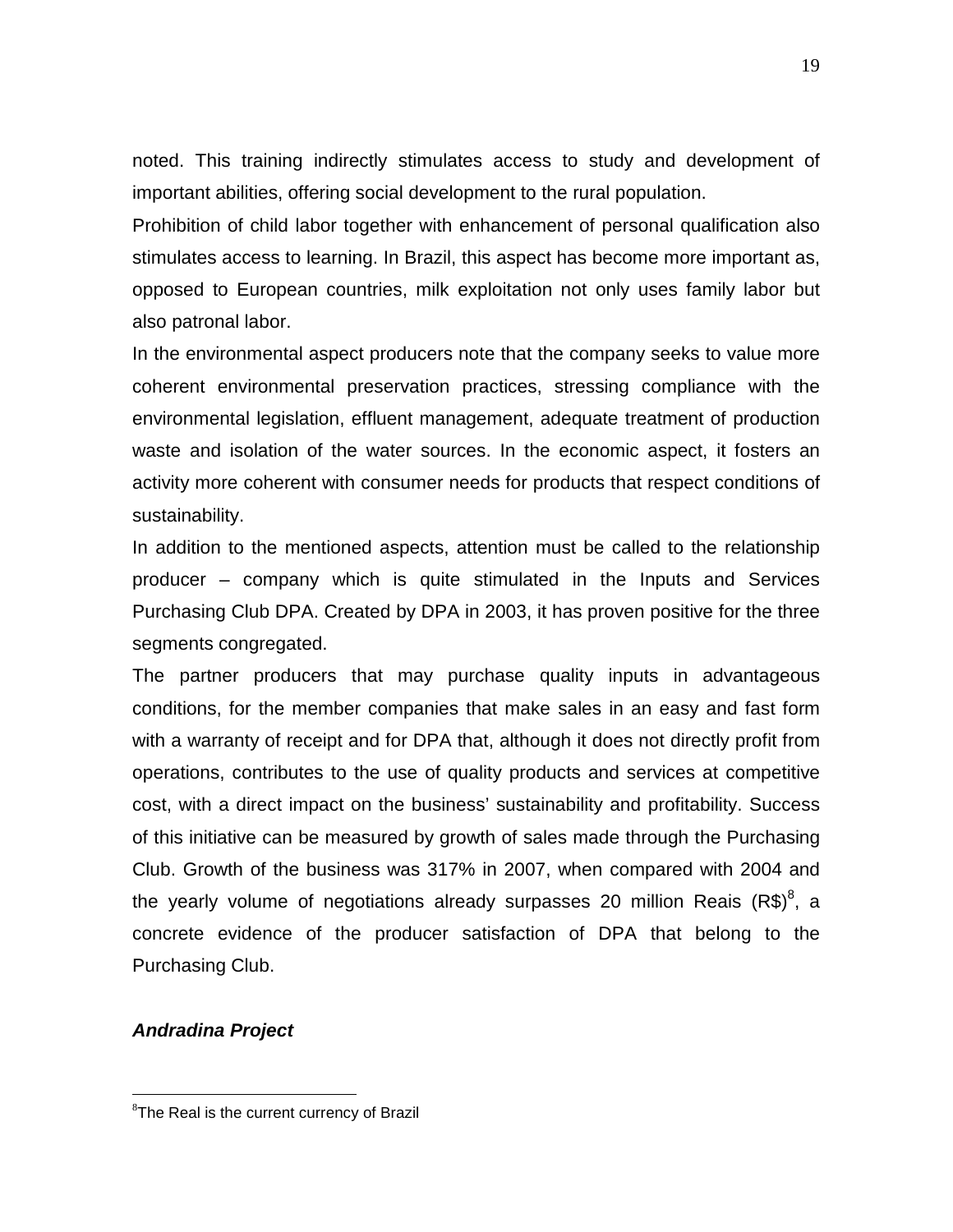noted. This training indirectly stimulates access to study and development of important abilities, offering social development to the rural population.

Prohibition of child labor together with enhancement of personal qualification also stimulates access to learning. In Brazil, this aspect has become more important as, opposed to European countries, milk exploitation not only uses family labor but also patronal labor.

In the environmental aspect producers note that the company seeks to value more coherent environmental preservation practices, stressing compliance with the environmental legislation, effluent management, adequate treatment of production waste and isolation of the water sources. In the economic aspect, it fosters an activity more coherent with consumer needs for products that respect conditions of sustainability.

In addition to the mentioned aspects, attention must be called to the relationship producer – company which is quite stimulated in the Inputs and Services Purchasing Club DPA. Created by DPA in 2003, it has proven positive for the three segments congregated.

The partner producers that may purchase quality inputs in advantageous conditions, for the member companies that make sales in an easy and fast form with a warranty of receipt and for DPA that, although it does not directly profit from operations, contributes to the use of quality products and services at competitive cost, with a direct impact on the business' sustainability and profitability. Success of this initiative can be measured by growth of sales made through the Purchasing Club. Growth of the business was 317% in 2007, when compared with 2004 and the yearly volume of negotiations already surpasses 20 million Reais (R$)[8], a concrete evidence of the producer satisfaction of DPA that belong to the Purchasing Club.

***Andradina Project***

[8] The Real is the current currency of Brazil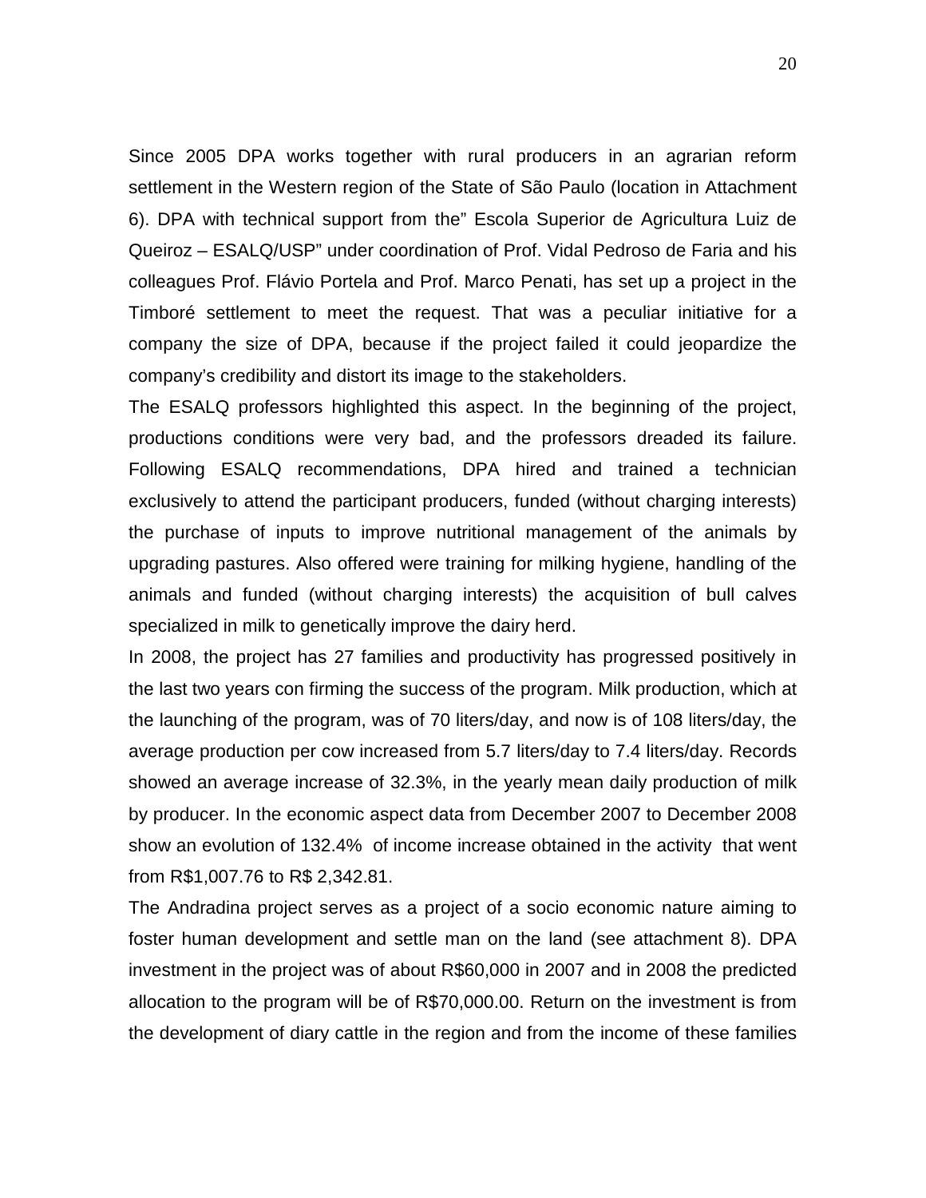Since 2005 DPA works together with rural producers in an agrarian reform settlement in the Western region of the State of São Paulo (location in Attachment 6). DPA with technical support from the" Escola Superior de Agricultura Luiz de Queiroz – ESALQ/USP" under coordination of Prof. Vidal Pedroso de Faria and his colleagues Prof. Flávio Portela and Prof. Marco Penati, has set up a project in the Timboré settlement to meet the request. That was a peculiar initiative for a company the size of DPA, because if the project failed it could jeopardize the company's credibility and distort its image to the stakeholders.

The ESALQ professors highlighted this aspect. In the beginning of the project, productions conditions were very bad, and the professors dreaded its failure. Following ESALQ recommendations, DPA hired and trained a technician exclusively to attend the participant producers, funded (without charging interests) the purchase of inputs to improve nutritional management of the animals by upgrading pastures. Also offered were training for milking hygiene, handling of the animals and funded (without charging interests) the acquisition of bull calves specialized in milk to genetically improve the dairy herd.

In 2008, the project has 27 families and productivity has progressed positively in the last two years con firming the success of the program. Milk production, which at the launching of the program, was of 70 liters/day, and now is of 108 liters/day, the average production per cow increased from 5.7 liters/day to 7.4 liters/day. Records showed an average increase of 32.3%, in the yearly mean daily production of milk by producer. In the economic aspect data from December 2007 to December 2008 show an evolution of 132.4% of income increase obtained in the activity that went from R$1,007.76 to R$ 2,342.81.

The Andradina project serves as a project of a socio economic nature aiming to foster human development and settle man on the land (see attachment 8). DPA investment in the project was of about R$60,000 in 2007 and in 2008 the predicted allocation to the program will be of R$70,000.00. Return on the investment is from the development of diary cattle in the region and from the income of these families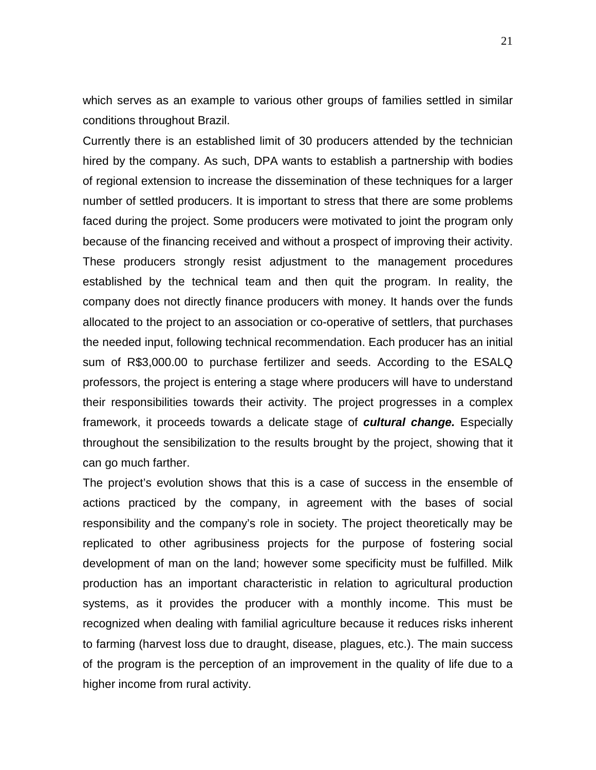which serves as an example to various other groups of families settled in similar conditions throughout Brazil.

Currently there is an established limit of 30 producers attended by the technician hired by the company. As such, DPA wants to establish a partnership with bodies of regional extension to increase the dissemination of these techniques for a larger number of settled producers. It is important to stress that there are some problems faced during the project. Some producers were motivated to joint the program only because of the financing received and without a prospect of improving their activity. These producers strongly resist adjustment to the management procedures established by the technical team and then quit the program. In reality, the company does not directly finance producers with money. It hands over the funds allocated to the project to an association or co-operative of settlers, that purchases the needed input, following technical recommendation. Each producer has an initial sum of R$3,000.00 to purchase fertilizer and seeds. According to the ESALQ professors, the project is entering a stage where producers will have to understand their responsibilities towards their activity. The project progresses in a complex framework, it proceeds towards a delicate stage of ***cultural change.*** Especially throughout the sensibilization to the results brought by the project, showing that it can go much farther.

The project's evolution shows that this is a case of success in the ensemble of actions practiced by the company, in agreement with the bases of social responsibility and the company's role in society. The project theoretically may be replicated to other agribusiness projects for the purpose of fostering social development of man on the land; however some specificity must be fulfilled. Milk production has an important characteristic in relation to agricultural production systems, as it provides the producer with a monthly income. This must be recognized when dealing with familial agriculture because it reduces risks inherent to farming (harvest loss due to draught, disease, plagues, etc.). The main success of the program is the perception of an improvement in the quality of life due to a higher income from rural activity.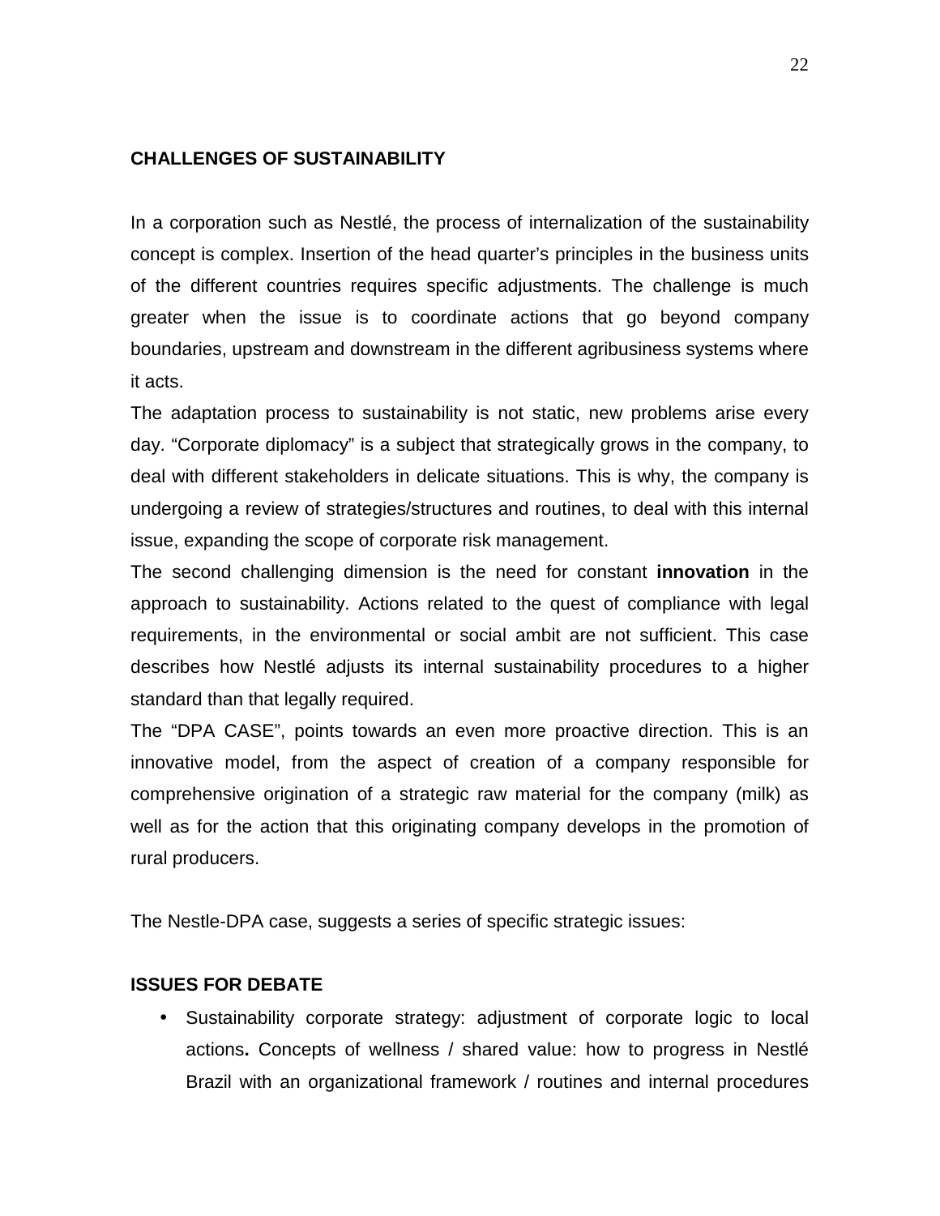## CHALLENGES OF SUSTAINABILITY

In a corporation such as Nestlé, the process of internalization of the sustainability concept is complex. Insertion of the head quarter's principles in the business units of the different countries requires specific adjustments. The challenge is much greater when the issue is to coordinate actions that go beyond company boundaries, upstream and downstream in the different agribusiness systems where it acts.

The adaptation process to sustainability is not static, new problems arise every day. "Corporate diplomacy" is a subject that strategically grows in the company, to deal with different stakeholders in delicate situations. This is why, the company is undergoing a review of strategies/structures and routines, to deal with this internal issue, expanding the scope of corporate risk management.

The second challenging dimension is the need for constant **innovation** in the approach to sustainability. Actions related to the quest of compliance with legal requirements, in the environmental or social ambit are not sufficient. This case describes how Nestlé adjusts its internal sustainability procedures to a higher standard than that legally required.

The "DPA CASE", points towards an even more proactive direction. This is an innovative model, from the aspect of creation of a company responsible for comprehensive origination of a strategic raw material for the company (milk) as well as for the action that this originating company develops in the promotion of rural producers.

The Nestle-DPA case, suggests a series of specific strategic issues:

## ISSUES FOR DEBATE

- Sustainability corporate strategy: adjustment of corporate logic to local actions**.** Concepts of wellness / shared value: how to progress in Nestlé Brazil with an organizational framework / routines and internal procedures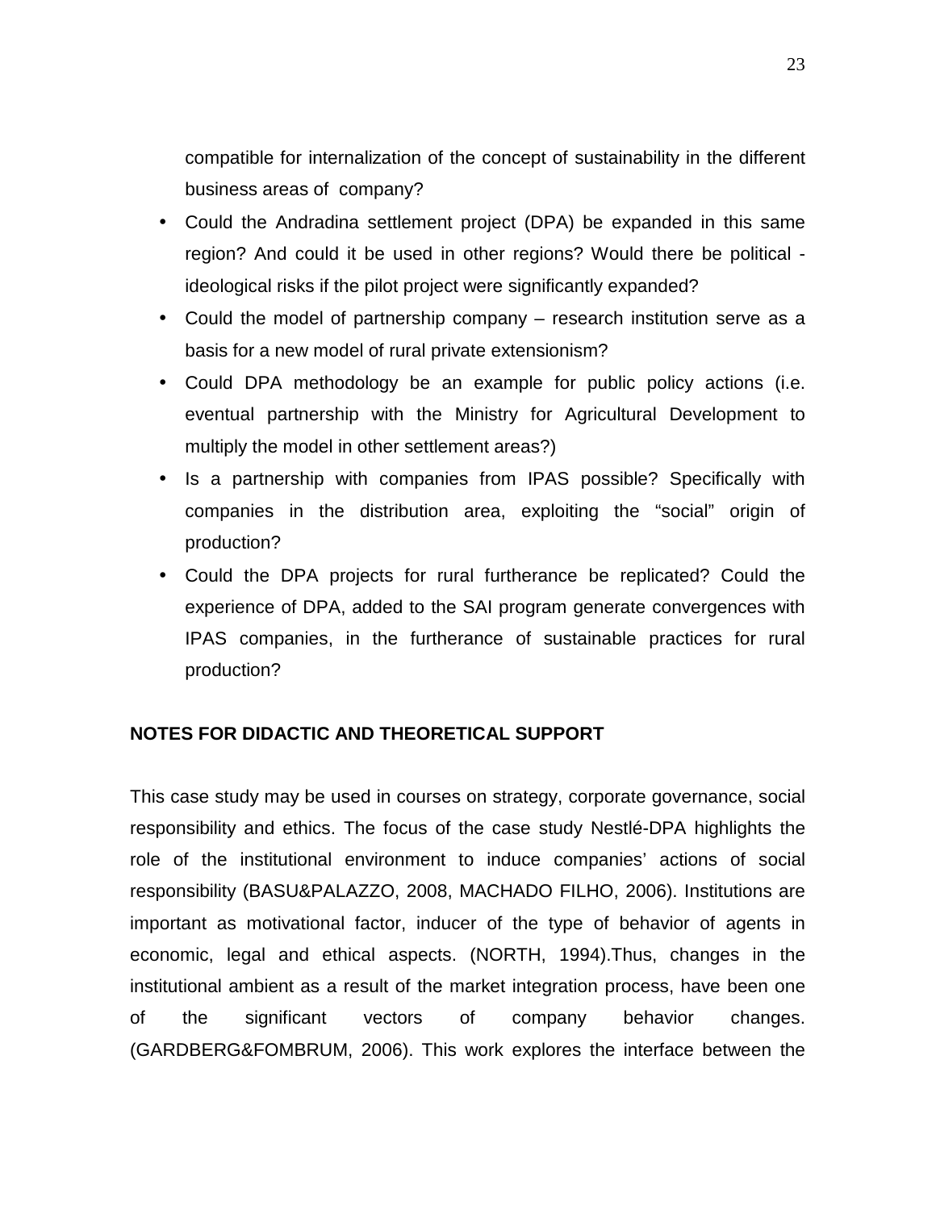compatible for internalization of the concept of sustainability in the different business areas of company?

- Could the Andradina settlement project (DPA) be expanded in this same region? And could it be used in other regions? Would there be political - ideological risks if the pilot project were significantly expanded?
- Could the model of partnership company – research institution serve as a basis for a new model of rural private extensionism?
- Could DPA methodology be an example for public policy actions (i.e. eventual partnership with the Ministry for Agricultural Development to multiply the model in other settlement areas?)
- Is a partnership with companies from IPAS possible? Specifically with companies in the distribution area, exploiting the "social" origin of production?
- Could the DPA projects for rural furtherance be replicated? Could the experience of DPA, added to the SAI program generate convergences with IPAS companies, in the furtherance of sustainable practices for rural production?

**NOTES FOR DIDACTIC AND THEORETICAL SUPPORT**

This case study may be used in courses on strategy, corporate governance, social responsibility and ethics. The focus of the case study Nestlé-DPA highlights the role of the institutional environment to induce companies' actions of social responsibility (BASU&PALAZZO, 2008, MACHADO FILHO, 2006). Institutions are important as motivational factor, inducer of the type of behavior of agents in economic, legal and ethical aspects. (NORTH, 1994).Thus, changes in the institutional ambient as a result of the market integration process, have been one of the significant vectors of company behavior changes. (GARDBERG&FOMBRUM, 2006). This work explores the interface between the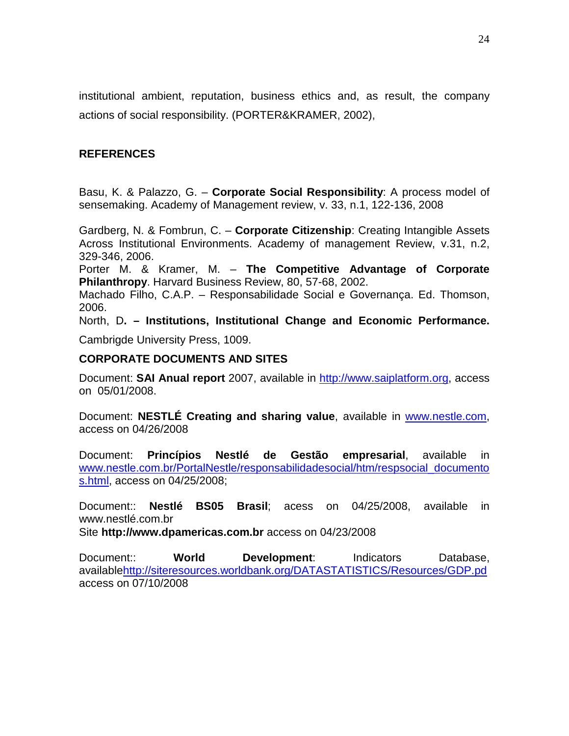institutional ambient, reputation, business ethics and, as result, the company actions of social responsibility. (PORTER&KRAMER, 2002),

## REFERENCES

Basu, K. & Palazzo, G. – **Corporate Social Responsibility**: A process model of sensemaking. Academy of Management review, v. 33, n.1, 122-136, 2008

Gardberg, N. & Fombrun, C. – **Corporate Citizenship**: Creating Intangible Assets Across Institutional Environments. Academy of management Review, v.31, n.2, 329-346, 2006.

Porter M. & Kramer, M. – **The Competitive Advantage of Corporate Philanthropy**. Harvard Business Review, 80, 57-68, 2002.

Machado Filho, C.A.P. – Responsabilidade Social e Governança. Ed. Thomson, 2006.

North, D**. – Institutions, Institutional Change and Economic Performance.** Cambrigde University Press, 1009.

## CORPORATE DOCUMENTS AND SITES

Document: **SAI Anual report** 2007, available in http://www.saiplatform.org, access on 05/01/2008.

Document: **NESTLÉ Creating and sharing value**, available in www.nestle.com, access on 04/26/2008

Document: **Princípios Nestlé de Gestão empresarial**, available in www.nestle.com.br/PortalNestle/responsabilidadesocial/htm/respsocial_documentos.html, access on 04/25/2008;

Document:: **Nestlé BS05 Brasil**; acess on 04/25/2008, available in www.nestlé.com.br

Site **http://www.dpamericas.com.br** access on 04/23/2008

Document:: **World Development**: Indicators Database, availablehttp://siteresources.worldbank.org/DATASTATISTICS/Resources/GDP.pd access on 07/10/2008